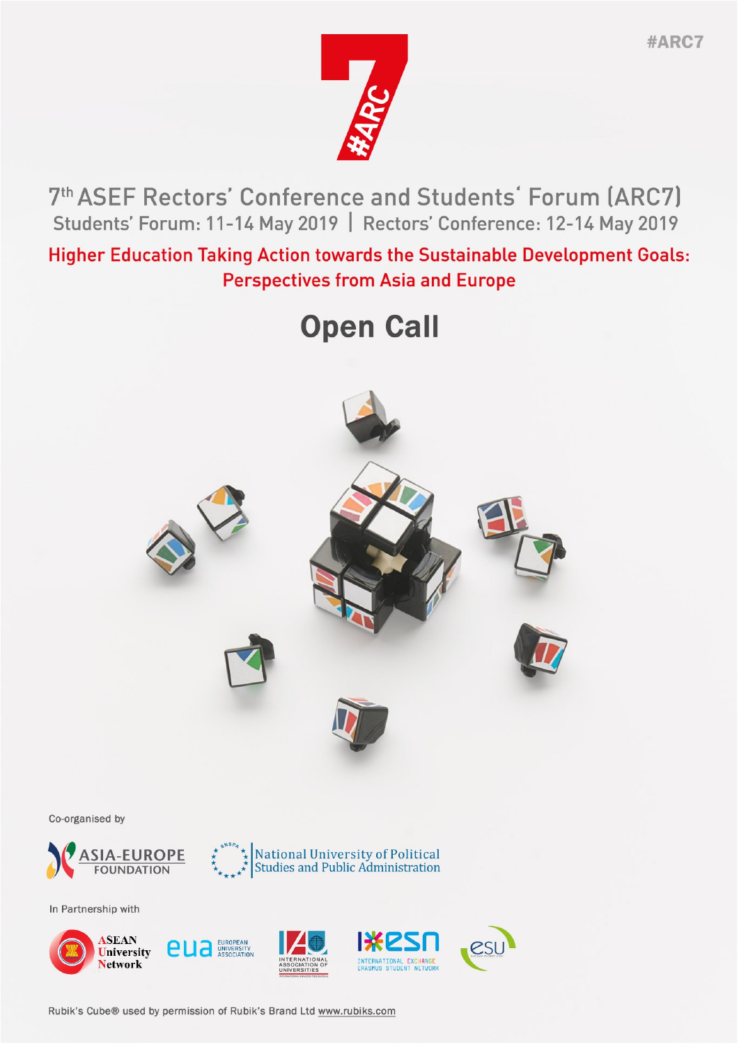#ARC7

# 7th ASEF Rectors' Conference and Students' Forum (ARC7)

Students' Forum: 11-14 May 2019 | Rectors' Conference: 12-14 May 2019

**Higher Education Taking Action towards the Sustainable Development Goals: Perspectives from Asia and Europe**

# Open Call

Co-organised by

ASIA-EUROPE FOUNDATION

National University of Political Studies and Public Administration

In Partnership with

ASEAN University Network

EUA European University Association

International Association of Universities

ESN International Exchange Erasmus Student Network

ESU

Rubik's Cube® used by permission of Rubik's Brand Ltd www.rubiks.com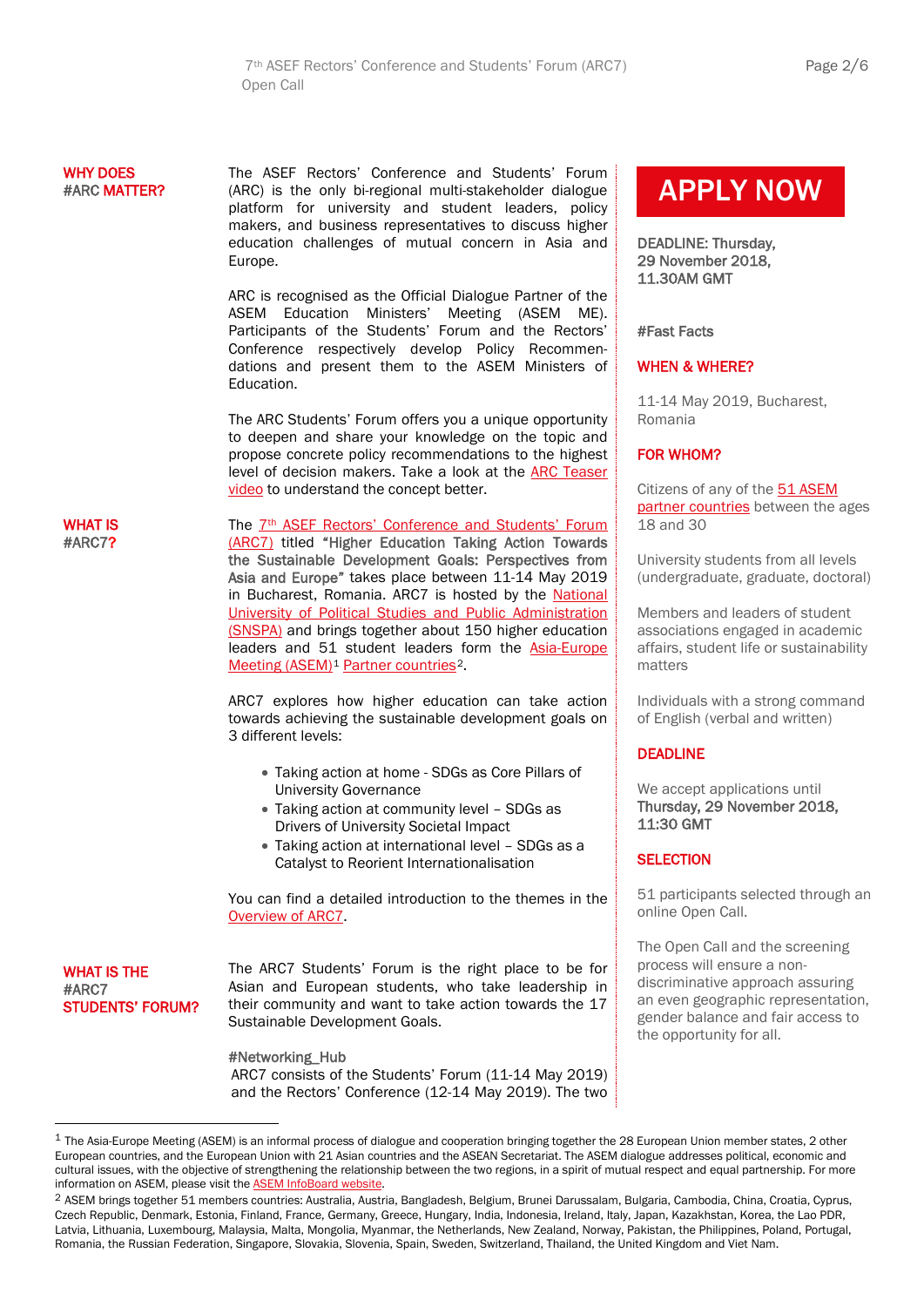## WHY DOES #ARC MATTER?

The ASEF Rectors' Conference and Students' Forum (ARC) is the only bi-regional multi-stakeholder dialogue platform for university and student leaders, policy makers, and business representatives to discuss higher education challenges of mutual concern in Asia and Europe.

ARC is recognised as the Official Dialogue Partner of the ASEM Education Ministers' Meeting (ASEM ME). Participants of the Students' Forum and the Rectors' Conference respectively develop Policy Recommendations and present them to the ASEM Ministers of Education.

The ARC Students' Forum offers you a unique opportunity to deepen and share your knowledge on the topic and propose concrete policy recommendations to the highest level of decision makers. Take a look at the ARC Teaser video to understand the concept better.

## WHAT IS #ARC7?

The 7th ASEF Rectors' Conference and Students' Forum (ARC7) titled **"Higher Education Taking Action Towards the Sustainable Development Goals: Perspectives from Asia and Europe"** takes place between 11-14 May 2019 in Bucharest, Romania. ARC7 is hosted by the National University of Political Studies and Public Administration (SNSPA) and brings together about 150 higher education leaders and 51 student leaders form the Asia-Europe Meeting (ASEM)[1] Partner countries[2].

ARC7 explores how higher education can take action towards achieving the sustainable development goals on 3 different levels:

- Taking action at home - SDGs as Core Pillars of University Governance
- Taking action at community level – SDGs as Drivers of University Societal Impact
- Taking action at international level – SDGs as a Catalyst to Reorient Internationalisation

You can find a detailed introduction to the themes in the Overview of ARC7.

## WHAT IS THE #ARC7 STUDENTS' FORUM?

The ARC7 Students' Forum is the right place to be for Asian and European students, who take leadership in their community and want to take action towards the 17 Sustainable Development Goals.

**#Networking_Hub**
ARC7 consists of the Students' Forum (11-14 May 2019) and the Rectors' Conference (12-14 May 2019). The two

---

**APPLY NOW**

**DEADLINE: Thursday, 29 November 2018, 11.30AM GMT**

**#Fast Facts**

### WHEN & WHERE?

11-14 May 2019, Bucharest, Romania

### FOR WHOM?

Citizens of any of the 51 ASEM partner countries between the ages 18 and 30

University students from all levels (undergraduate, graduate, doctoral)

Members and leaders of student associations engaged in academic affairs, student life or sustainability matters

Individuals with a strong command of English (verbal and written)

### DEADLINE

We accept applications until **Thursday, 29 November 2018, 11:30 GMT**

### SELECTION

51 participants selected through an online Open Call.

The Open Call and the screening process will ensure a non-discriminative approach assuring an even geographic representation, gender balance and fair access to the opportunity for all.

---

[1] The Asia-Europe Meeting (ASEM) is an informal process of dialogue and cooperation bringing together the 28 European Union member states, 2 other European countries, and the European Union with 21 Asian countries and the ASEAN Secretariat. The ASEM dialogue addresses political, economic and cultural issues, with the objective of strengthening the relationship between the two regions, in a spirit of mutual respect and equal partnership. For more information on ASEM, please visit the ASEM InfoBoard website.

[2] ASEM brings together 51 members countries: Australia, Austria, Bangladesh, Belgium, Brunei Darussalam, Bulgaria, Cambodia, China, Croatia, Cyprus, Czech Republic, Denmark, Estonia, Finland, France, Germany, Greece, Hungary, India, Indonesia, Ireland, Italy, Japan, Kazakhstan, Korea, the Lao PDR, Latvia, Lithuania, Luxembourg, Malaysia, Malta, Mongolia, Myanmar, the Netherlands, New Zealand, Norway, Pakistan, the Philippines, Poland, Portugal, Romania, the Russian Federation, Singapore, Slovakia, Slovenia, Spain, Sweden, Switzerland, Thailand, the United Kingdom and Viet Nam.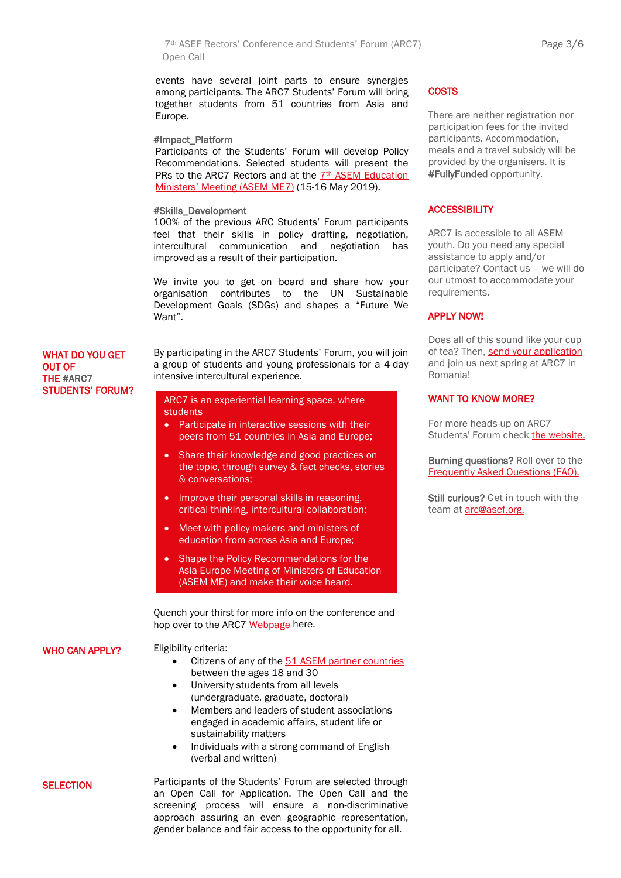events have several joint parts to ensure synergies among participants. The ARC7 Students' Forum will bring together students from 51 countries from Asia and Europe.

**#Impact_Platform**
Participants of the Students' Forum will develop Policy Recommendations. Selected students will present the PRs to the ARC7 Rectors and at the 7th ASEM Education Ministers' Meeting (ASEM ME7) (15-16 May 2019).

**#Skills_Development**
100% of the previous ARC Students' Forum participants feel that their skills in policy drafting, negotiation, intercultural communication and negotiation has improved as a result of their participation.

We invite you to get on board and share how your organisation contributes to the UN Sustainable Development Goals (SDGs) and shapes a "Future We Want".

## WHAT DO YOU GET OUT OF THE #ARC7 STUDENTS' FORUM?

By participating in the ARC7 Students' Forum, you will join a group of students and young professionals for a 4-day intensive intercultural experience.

ARC7 is an experiential learning space, where students

- Participate in interactive sessions with their peers from 51 countries in Asia and Europe;
- Share their knowledge and good practices on the topic, through survey & fact checks, stories & conversations;
- Improve their personal skills in reasoning, critical thinking, intercultural collaboration;
- Meet with policy makers and ministers of education from across Asia and Europe;
- Shape the Policy Recommendations for the Asia-Europe Meeting of Ministers of Education (ASEM ME) and make their voice heard.

Quench your thirst for more info on the conference and hop over to the ARC7 Webpage here.

## WHO CAN APPLY?

Eligibility criteria:

- Citizens of any of the 51 ASEM partner countries between the ages 18 and 30
- University students from all levels (undergraduate, graduate, doctoral)
- Members and leaders of student associations engaged in academic affairs, student life or sustainability matters
- Individuals with a strong command of English (verbal and written)

## SELECTION

Participants of the Students' Forum are selected through an Open Call for Application. The Open Call and the screening process will ensure a non-discriminative approach assuring an even geographic representation, gender balance and fair access to the opportunity for all.

## COSTS

There are neither registration nor participation fees for the invited participants. Accommodation, meals and a travel subsidy will be provided by the organisers. It is **#FullyFunded** opportunity.

## ACCESSIBILITY

ARC7 is accessible to all ASEM youth. Do you need any special assistance to apply and/or participate? Contact us – we will do our utmost to accommodate your requirements.

## APPLY NOW!

Does all of this sound like your cup of tea? Then, send your application and join us next spring at ARC7 in Romania!

## WANT TO KNOW MORE?

For more heads-up on ARC7 Students' Forum check the website.

**Burning questions?** Roll over to the Frequently Asked Questions (FAQ).

**Still curious?** Get in touch with the team at arc@asef.org.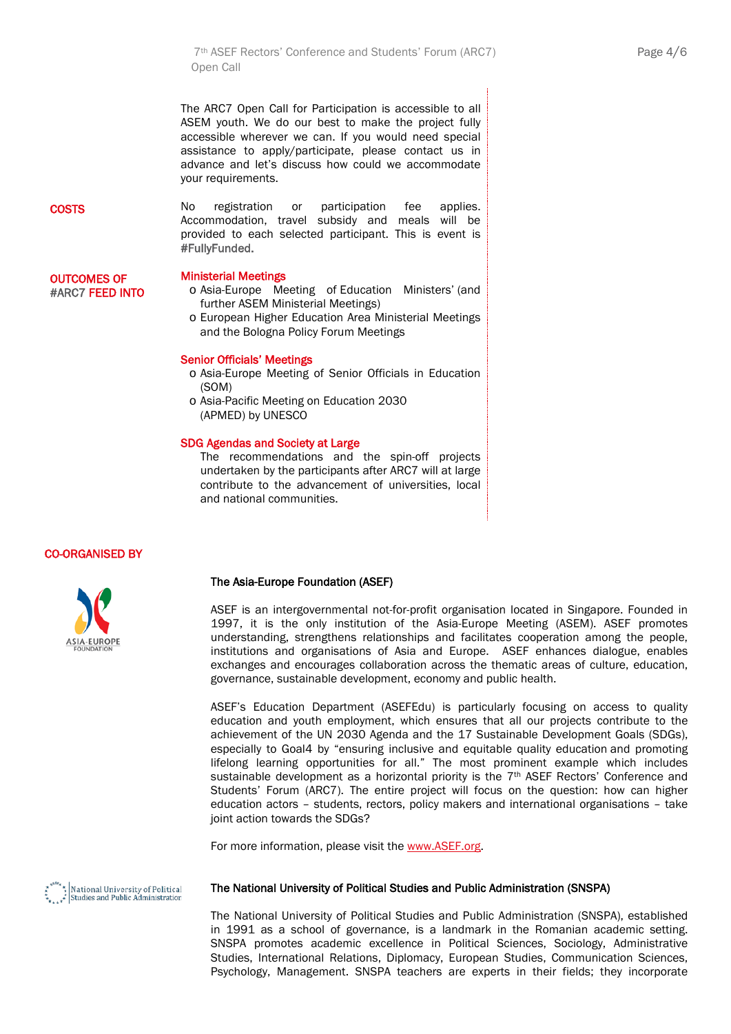The ARC7 Open Call for Participation is accessible to all ASEM youth. We do our best to make the project fully accessible wherever we can. If you would need special assistance to apply/participate, please contact us in advance and let's discuss how could we accommodate your requirements.

**COSTS**

No registration or participation fee applies. Accommodation, travel subsidy and meals will be provided to each selected participant. This is event is **#FullyFunded.**

**OUTCOMES OF #ARC7 FEED INTO**

**Ministerial Meetings**

- Asia-Europe Meeting of Education Ministers' (and further ASEM Ministerial Meetings)
- European Higher Education Area Ministerial Meetings and the Bologna Policy Forum Meetings

**Senior Officials' Meetings**

- Asia-Europe Meeting of Senior Officials in Education (SOM)
- Asia-Pacific Meeting on Education 2030 (APMED) by UNESCO

**SDG Agendas and Society at Large**

The recommendations and the spin-off projects undertaken by the participants after ARC7 will at large contribute to the advancement of universities, local and national communities.

## CO-ORGANISED BY

### The Asia-Europe Foundation (ASEF)

ASEF is an intergovernmental not-for-profit organisation located in Singapore. Founded in 1997, it is the only institution of the Asia-Europe Meeting (ASEM). ASEF promotes understanding, strengthens relationships and facilitates cooperation among the people, institutions and organisations of Asia and Europe. ASEF enhances dialogue, enables exchanges and encourages collaboration across the thematic areas of culture, education, governance, sustainable development, economy and public health.

ASEF's Education Department (ASEFEdu) is particularly focusing on access to quality education and youth employment, which ensures that all our projects contribute to the achievement of the UN 2030 Agenda and the 17 Sustainable Development Goals (SDGs), especially to Goal4 by "ensuring inclusive and equitable quality education and promoting lifelong learning opportunities for all." The most prominent example which includes sustainable development as a horizontal priority is the 7th ASEF Rectors' Conference and Students' Forum (ARC7). The entire project will focus on the question: how can higher education actors – students, rectors, policy makers and international organisations – take joint action towards the SDGs?

For more information, please visit the [www.ASEF.org](http://www.ASEF.org).

### The National University of Political Studies and Public Administration (SNSPA)

The National University of Political Studies and Public Administration (SNSPA), established in 1991 as a school of governance, is a landmark in the Romanian academic setting. SNSPA promotes academic excellence in Political Sciences, Sociology, Administrative Studies, International Relations, Diplomacy, European Studies, Communication Sciences, Psychology, Management. SNSPA teachers are experts in their fields; they incorporate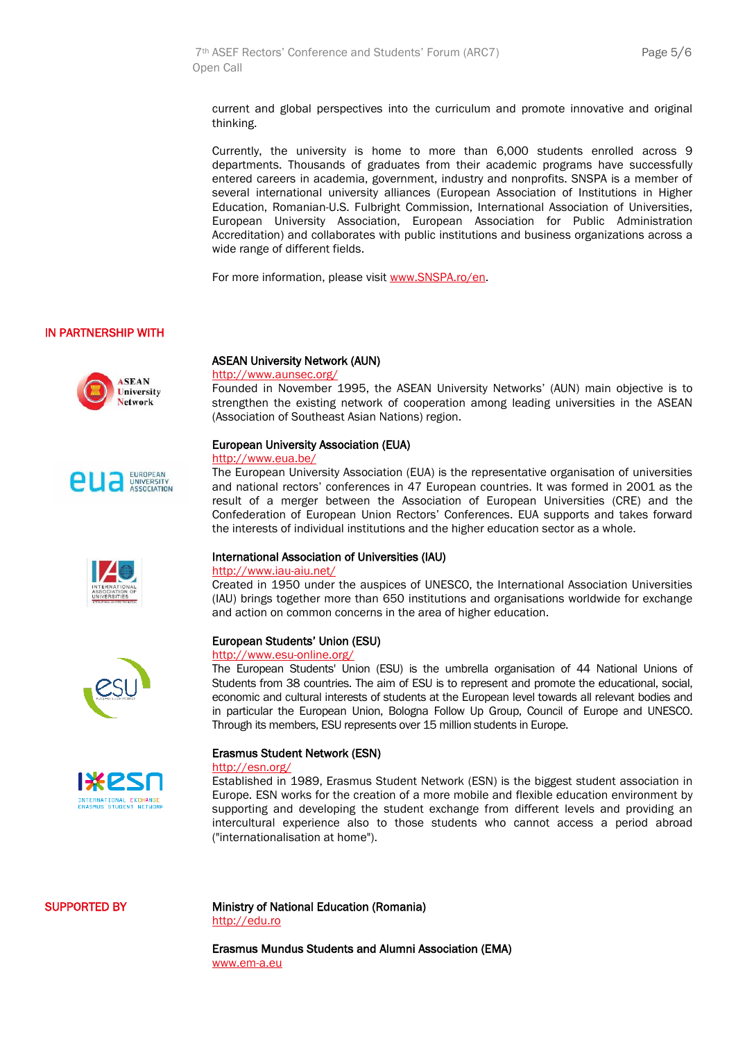current and global perspectives into the curriculum and promote innovative and original thinking.

Currently, the university is home to more than 6,000 students enrolled across 9 departments. Thousands of graduates from their academic programs have successfully entered careers in academia, government, industry and nonprofits. SNSPA is a member of several international university alliances (European Association of Institutions in Higher Education, Romanian-U.S. Fulbright Commission, International Association of Universities, European University Association, European Association for Public Administration Accreditation) and collaborates with public institutions and business organizations across a wide range of different fields.

For more information, please visit www.SNSPA.ro/en.

## IN PARTNERSHIP WITH

**ASEAN University Network (AUN)**
http://www.aunsec.org/
Founded in November 1995, the ASEAN University Networks' (AUN) main objective is to strengthen the existing network of cooperation among leading universities in the ASEAN (Association of Southeast Asian Nations) region.

**European University Association (EUA)**
http://www.eua.be/
The European University Association (EUA) is the representative organisation of universities and national rectors' conferences in 47 European countries. It was formed in 2001 as the result of a merger between the Association of European Universities (CRE) and the Confederation of European Union Rectors' Conferences. EUA supports and takes forward the interests of individual institutions and the higher education sector as a whole.

**International Association of Universities (IAU)**
http://www.iau-aiu.net/
Created in 1950 under the auspices of UNESCO, the International Association Universities (IAU) brings together more than 650 institutions and organisations worldwide for exchange and action on common concerns in the area of higher education.

**European Students' Union (ESU)**
http://www.esu-online.org/
The European Students' Union (ESU) is the umbrella organisation of 44 National Unions of Students from 38 countries. The aim of ESU is to represent and promote the educational, social, economic and cultural interests of students at the European level towards all relevant bodies and in particular the European Union, Bologna Follow Up Group, Council of Europe and UNESCO. Through its members, ESU represents over 15 million students in Europe.

**Erasmus Student Network (ESN)**
http://esn.org/
Established in 1989, Erasmus Student Network (ESN) is the biggest student association in Europe. ESN works for the creation of a more mobile and flexible education environment by supporting and developing the student exchange from different levels and providing an intercultural experience also to those students who cannot access a period abroad ("internationalisation at home").

## SUPPORTED BY

**Ministry of National Education (Romania)**
http://edu.ro

**Erasmus Mundus Students and Alumni Association (EMA)**
www.em-a.eu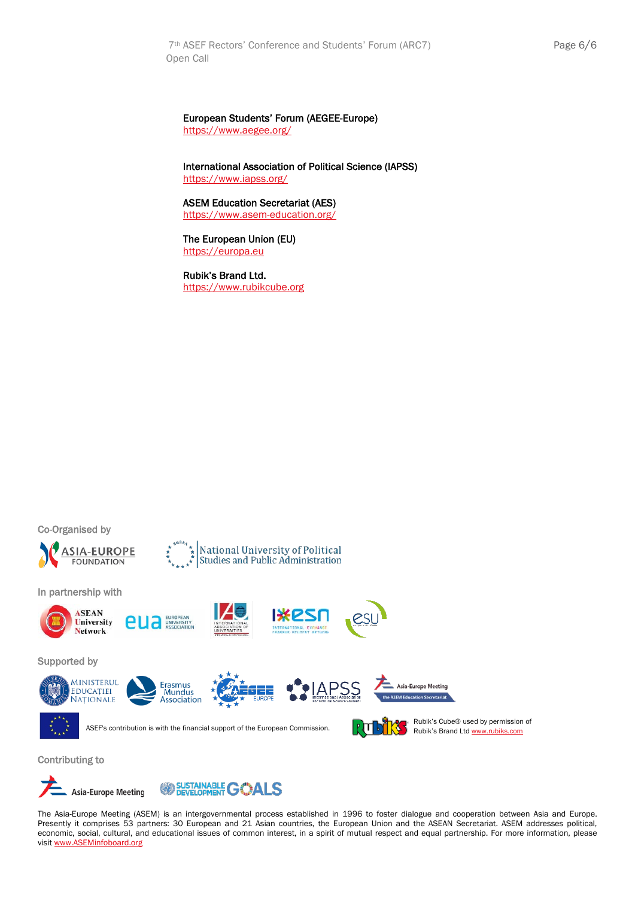**European Students' Forum (AEGEE-Europe)**
https://www.aegee.org/

**International Association of Political Science (IAPSS)**
https://www.iapss.org/

**ASEM Education Secretariat (AES)**
https://www.asem-education.org/

**The European Union (EU)**
https://europa.eu

**Rubik's Brand Ltd.**
https://www.rubikcube.org

Co-Organised by

In partnership with

Supported by

ASEF's contribution is with the financial support of the European Commission.

Rubik's Cube® used by permission of Rubik's Brand Ltd www.rubiks.com

Contributing to

The Asia-Europe Meeting (ASEM) is an intergovernmental process established in 1996 to foster dialogue and cooperation between Asia and Europe. Presently it comprises 53 partners: 30 European and 21 Asian countries, the European Union and the ASEAN Secretariat. ASEM addresses political, economic, social, cultural, and educational issues of common interest, in a spirit of mutual respect and equal partnership. For more information, please visit www.ASEMinfoboard.org